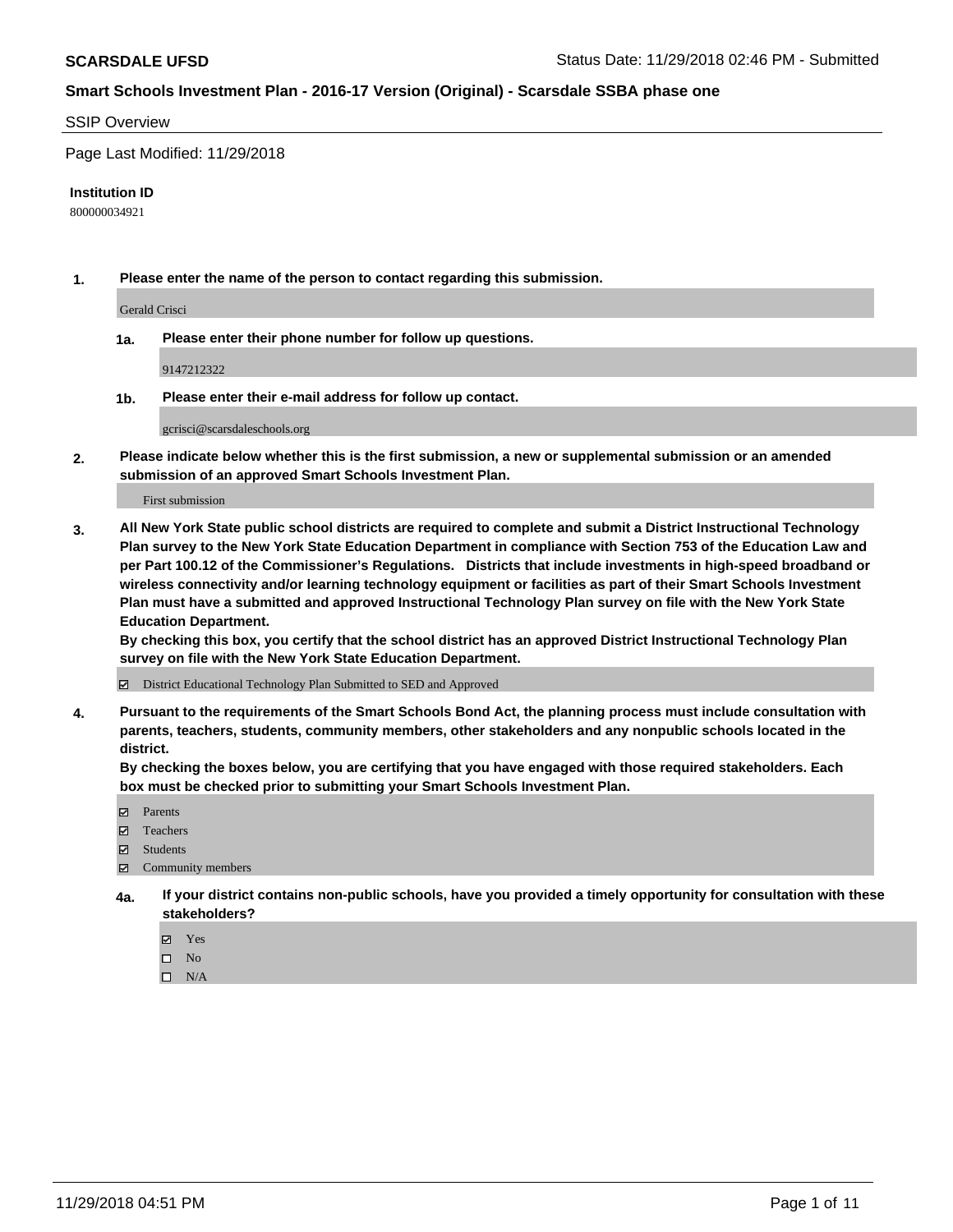**SCARSDALE UFSD** Status Date: 11/29/2018 02:46 PM - Submitted

**Smart Schools Investment Plan - 2016-17 Version (Original) - Scarsdale SSBA phase one**

SSIP Overview

Page Last Modified: 11/29/2018

**Institution ID**

800000034921

**1. Please enter the name of the person to contact regarding this submission.**

Gerald Crisci

**1a. Please enter their phone number for follow up questions.**

9147212322

**1b. Please enter their e-mail address for follow up contact.**

gcrisci@scarsdaleschools.org

**2. Please indicate below whether this is the first submission, a new or supplemental submission or an amended submission of an approved Smart Schools Investment Plan.**

First submission

**3. All New York State public school districts are required to complete and submit a District Instructional Technology Plan survey to the New York State Education Department in compliance with Section 753 of the Education Law and per Part 100.12 of the Commissioner's Regulations. Districts that include investments in high-speed broadband or wireless connectivity and/or learning technology equipment or facilities as part of their Smart Schools Investment Plan must have a submitted and approved Instructional Technology Plan survey on file with the New York State Education Department.**

**By checking this box, you certify that the school district has an approved District Instructional Technology Plan survey on file with the New York State Education Department.**

- [x] District Educational Technology Plan Submitted to SED and Approved

**4. Pursuant to the requirements of the Smart Schools Bond Act, the planning process must include consultation with parents, teachers, students, community members, other stakeholders and any nonpublic schools located in the district.**

**By checking the boxes below, you are certifying that you have engaged with those required stakeholders. Each box must be checked prior to submitting your Smart Schools Investment Plan.**

- [x] Parents
- [x] Teachers
- [x] Students
- [x] Community members

**4a. If your district contains non-public schools, have you provided a timely opportunity for consultation with these stakeholders?**

- [x] Yes
- [ ] No
- [ ] N/A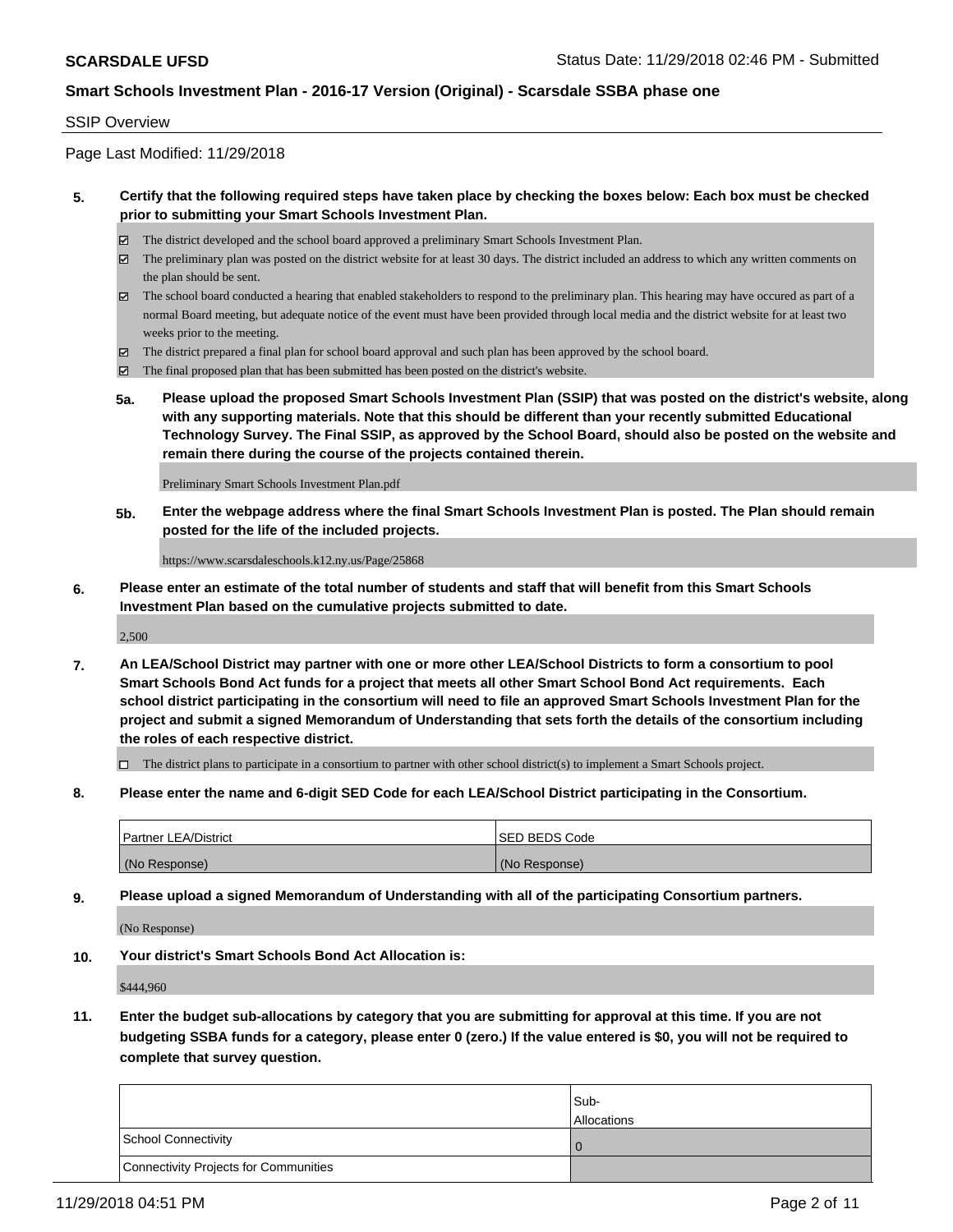SSIP Overview

Page Last Modified: 11/29/2018

**5. Certify that the following required steps have taken place by checking the boxes below: Each box must be checked prior to submitting your Smart Schools Investment Plan.**

- ☑ The district developed and the school board approved a preliminary Smart Schools Investment Plan.
- ☑ The preliminary plan was posted on the district website for at least 30 days. The district included an address to which any written comments on the plan should be sent.
- ☑ The school board conducted a hearing that enabled stakeholders to respond to the preliminary plan. This hearing may have occured as part of a normal Board meeting, but adequate notice of the event must have been provided through local media and the district website for at least two weeks prior to the meeting.
- ☑ The district prepared a final plan for school board approval and such plan has been approved by the school board.
- ☑ The final proposed plan that has been submitted has been posted on the district's website.

**5a. Please upload the proposed Smart Schools Investment Plan (SSIP) that was posted on the district's website, along with any supporting materials. Note that this should be different than your recently submitted Educational Technology Survey. The Final SSIP, as approved by the School Board, should also be posted on the website and remain there during the course of the projects contained therein.**

Preliminary Smart Schools Investment Plan.pdf

**5b. Enter the webpage address where the final Smart Schools Investment Plan is posted. The Plan should remain posted for the life of the included projects.**

https://www.scarsdaleschools.k12.ny.us/Page/25868

**6. Please enter an estimate of the total number of students and staff that will benefit from this Smart Schools Investment Plan based on the cumulative projects submitted to date.**

2,500

**7. An LEA/School District may partner with one or more other LEA/School Districts to form a consortium to pool Smart Schools Bond Act funds for a project that meets all other Smart School Bond Act requirements. Each school district participating in the consortium will need to file an approved Smart Schools Investment Plan for the project and submit a signed Memorandum of Understanding that sets forth the details of the consortium including the roles of each respective district.**

- ☐ The district plans to participate in a consortium to partner with other school district(s) to implement a Smart Schools project.

**8. Please enter the name and 6-digit SED Code for each LEA/School District participating in the Consortium.**

| Partner LEA/District | SED BEDS Code |
|---|---|
| (No Response) | (No Response) |

**9. Please upload a signed Memorandum of Understanding with all of the participating Consortium partners.**

(No Response)

**10. Your district's Smart Schools Bond Act Allocation is:**

$444,960

**11. Enter the budget sub-allocations by category that you are submitting for approval at this time. If you are not budgeting SSBA funds for a category, please enter 0 (zero.) If the value entered is $0, you will not be required to complete that survey question.**

| | Sub-Allocations |
|---|---|
| School Connectivity | 0 |
| Connectivity Projects for Communities | |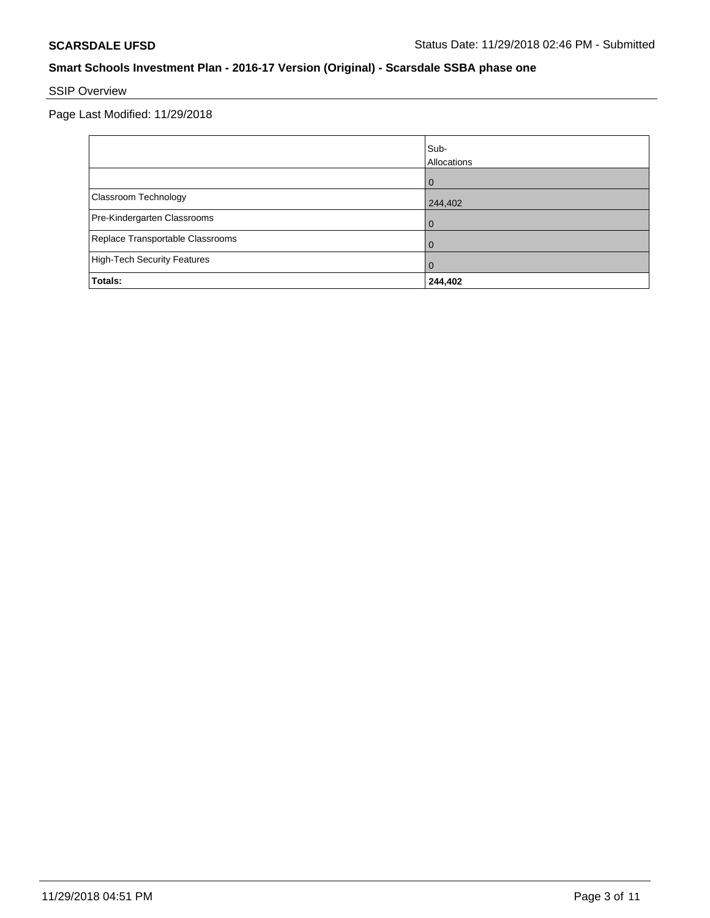**SCARSDALE UFSD**

Status Date: 11/29/2018 02:46 PM - Submitted

## Smart Schools Investment Plan - 2016-17 Version (Original) - Scarsdale SSBA phase one

### SSIP Overview

Page Last Modified: 11/29/2018

| | Sub-Allocations |
|---|---|
| | 0 |
| Classroom Technology | 244,402 |
| Pre-Kindergarten Classrooms | 0 |
| Replace Transportable Classrooms | 0 |
| High-Tech Security Features | 0 |
| **Totals:** | **244,402** |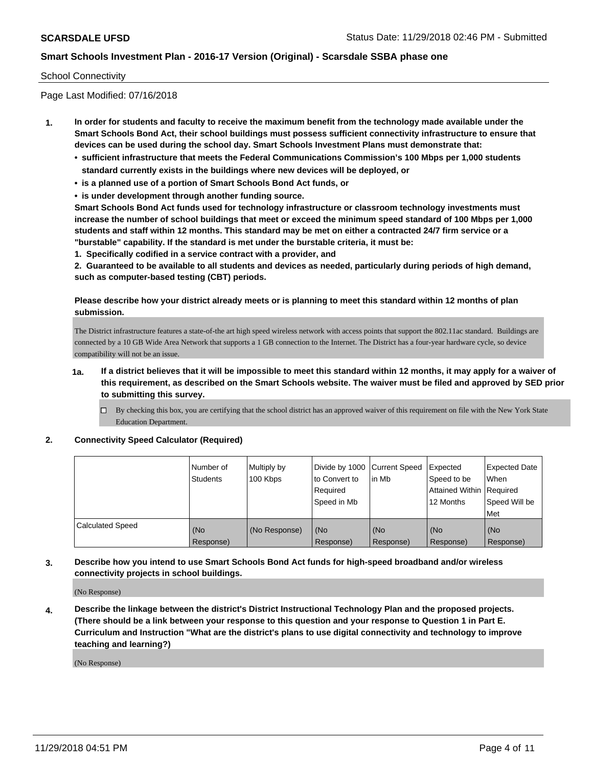## School Connectivity

Page Last Modified: 07/16/2018

1. **In order for students and faculty to receive the maximum benefit from the technology made available under the Smart Schools Bond Act, their school buildings must possess sufficient connectivity infrastructure to ensure that devices can be used during the school day. Smart Schools Investment Plans must demonstrate that:**
   - **sufficient infrastructure that meets the Federal Communications Commission's 100 Mbps per 1,000 students standard currently exists in the buildings where new devices will be deployed, or**
   - **is a planned use of a portion of Smart Schools Bond Act funds, or**
   - **is under development through another funding source.**

   **Smart Schools Bond Act funds used for technology infrastructure or classroom technology investments must increase the number of school buildings that meet or exceed the minimum speed standard of 100 Mbps per 1,000 students and staff within 12 months. This standard may be met on either a contracted 24/7 firm service or a "burstable" capability. If the standard is met under the burstable criteria, it must be:**

   **1. Specifically codified in a service contract with a provider, and**

   **2. Guaranteed to be available to all students and devices as needed, particularly during periods of high demand, such as computer-based testing (CBT) periods.**

   **Please describe how your district already meets or is planning to meet this standard within 12 months of plan submission.**

   The District infrastructure features a state-of-the art high speed wireless network with access points that support the 802.11ac standard. Buildings are connected by a 10 GB Wide Area Network that supports a 1 GB connection to the Internet. The District has a four-year hardware cycle, so device compatibility will not be an issue.

   **1a. If a district believes that it will be impossible to meet this standard within 12 months, it may apply for a waiver of this requirement, as described on the Smart Schools website. The waiver must be filed and approved by SED prior to submitting this survey.**

   ☐ By checking this box, you are certifying that the school district has an approved waiver of this requirement on file with the New York State Education Department.

2. **Connectivity Speed Calculator (Required)**

| | Number of Students | Multiply by 100 Kbps | Divide by 1000 to Convert to Required Speed in Mb | Current Speed in Mb | Expected Speed to be Attained Within 12 Months | Expected Date When Required Speed Will be Met |
|---|---|---|---|---|---|---|
| Calculated Speed | (No Response) | (No Response) | (No Response) | (No Response) | (No Response) | (No Response) |

3. **Describe how you intend to use Smart Schools Bond Act funds for high-speed broadband and/or wireless connectivity projects in school buildings.**

   (No Response)

4. **Describe the linkage between the district's District Instructional Technology Plan and the proposed projects. (There should be a link between your response to this question and your response to Question 1 in Part E. Curriculum and Instruction "What are the district's plans to use digital connectivity and technology to improve teaching and learning?)**

   (No Response)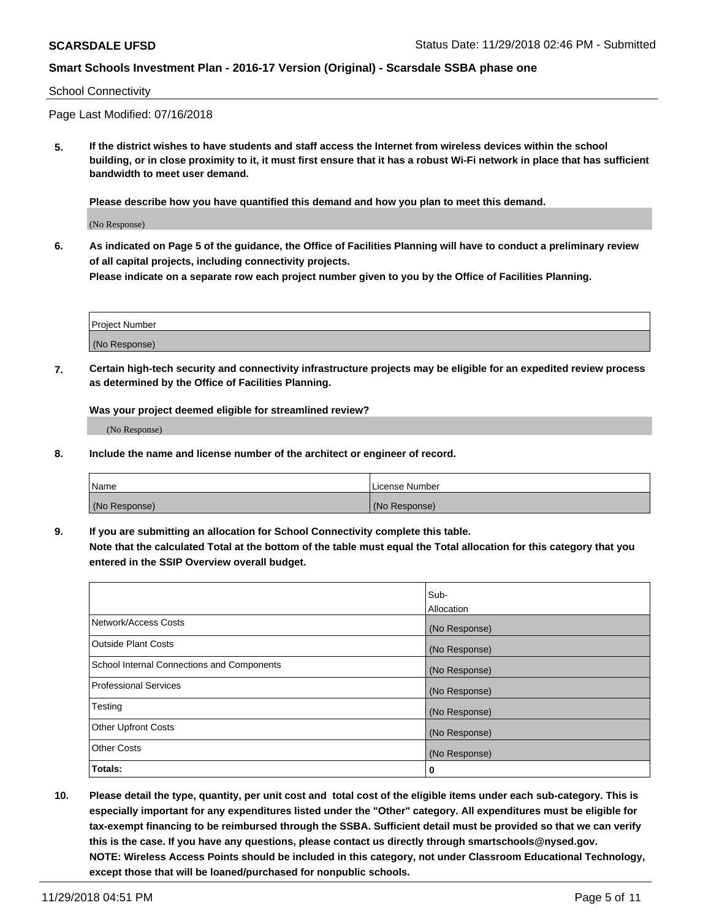School Connectivity

Page Last Modified: 07/16/2018

**5. If the district wishes to have students and staff access the Internet from wireless devices within the school building, or in close proximity to it, it must first ensure that it has a robust Wi-Fi network in place that has sufficient bandwidth to meet user demand.**

**Please describe how you have quantified this demand and how you plan to meet this demand.**

(No Response)

**6. As indicated on Page 5 of the guidance, the Office of Facilities Planning will have to conduct a preliminary review of all capital projects, including connectivity projects.**

**Please indicate on a separate row each project number given to you by the Office of Facilities Planning.**

| Project Number |
| --- |
| (No Response) |

**7. Certain high-tech security and connectivity infrastructure projects may be eligible for an expedited review process as determined by the Office of Facilities Planning.**

**Was your project deemed eligible for streamlined review?**

(No Response)

**8. Include the name and license number of the architect or engineer of record.**

| Name | License Number |
| --- | --- |
| (No Response) | (No Response) |

**9. If you are submitting an allocation for School Connectivity complete this table.**
**Note that the calculated Total at the bottom of the table must equal the Total allocation for this category that you entered in the SSIP Overview overall budget.**

| | Sub-Allocation |
| --- | --- |
| Network/Access Costs | (No Response) |
| Outside Plant Costs | (No Response) |
| School Internal Connections and Components | (No Response) |
| Professional Services | (No Response) |
| Testing | (No Response) |
| Other Upfront Costs | (No Response) |
| Other Costs | (No Response) |
| **Totals:** | **0** |

**10. Please detail the type, quantity, per unit cost and total cost of the eligible items under each sub-category. This is especially important for any expenditures listed under the "Other" category. All expenditures must be eligible for tax-exempt financing to be reimbursed through the SSBA. Sufficient detail must be provided so that we can verify this is the case. If you have any questions, please contact us directly through smartschools@nysed.gov.**
**NOTE: Wireless Access Points should be included in this category, not under Classroom Educational Technology, except those that will be loaned/purchased for nonpublic schools.**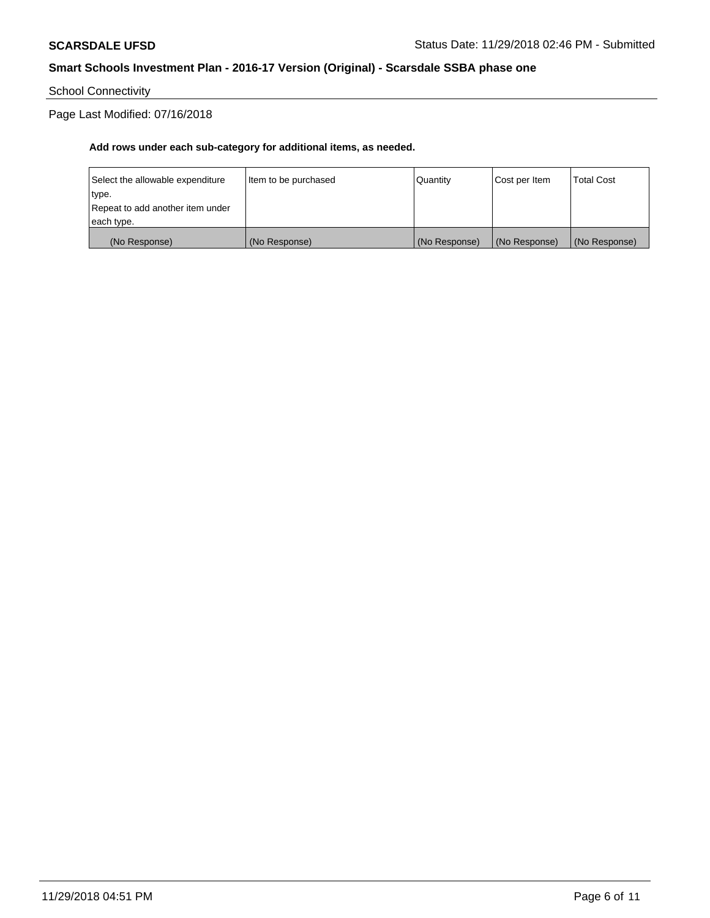School Connectivity

Page Last Modified: 07/16/2018

**Add rows under each sub-category for additional items, as needed.**

| Select the allowable expenditure type. Repeat to add another item under each type. | Item to be purchased | Quantity | Cost per Item | Total Cost |
| --- | --- | --- | --- | --- |
| (No Response) | (No Response) | (No Response) | (No Response) | (No Response) |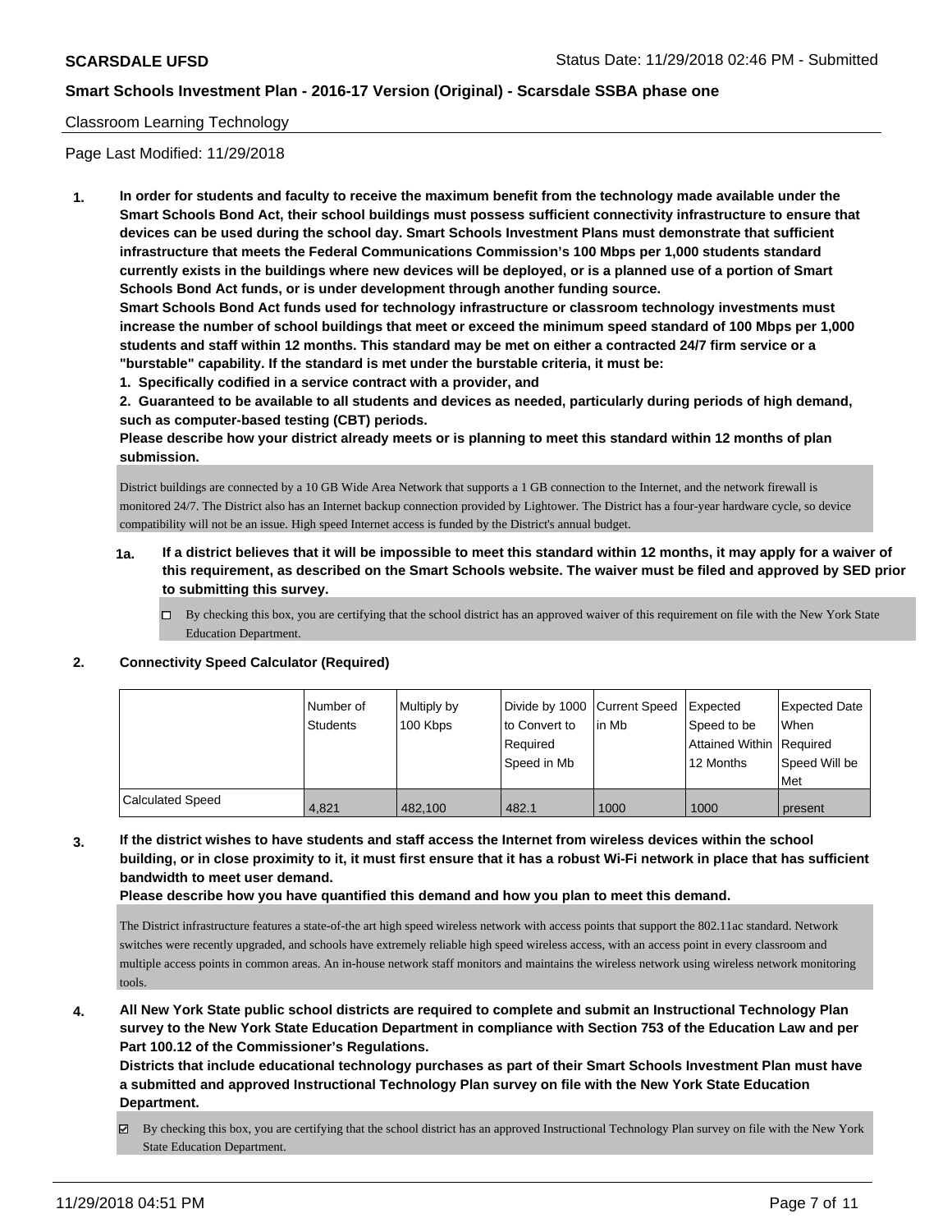Classroom Learning Technology

Page Last Modified: 11/29/2018

**1. In order for students and faculty to receive the maximum benefit from the technology made available under the Smart Schools Bond Act, their school buildings must possess sufficient connectivity infrastructure to ensure that devices can be used during the school day. Smart Schools Investment Plans must demonstrate that sufficient infrastructure that meets the Federal Communications Commission's 100 Mbps per 1,000 students standard currently exists in the buildings where new devices will be deployed, or is a planned use of a portion of Smart Schools Bond Act funds, or is under development through another funding source.**

**Smart Schools Bond Act funds used for technology infrastructure or classroom technology investments must increase the number of school buildings that meet or exceed the minimum speed standard of 100 Mbps per 1,000 students and staff within 12 months. This standard may be met on either a contracted 24/7 firm service or a "burstable" capability. If the standard is met under the burstable criteria, it must be:**

**1. Specifically codified in a service contract with a provider, and**

**2. Guaranteed to be available to all students and devices as needed, particularly during periods of high demand, such as computer-based testing (CBT) periods.**

**Please describe how your district already meets or is planning to meet this standard within 12 months of plan submission.**

District buildings are connected by a 10 GB Wide Area Network that supports a 1 GB connection to the Internet, and the network firewall is monitored 24/7. The District also has an Internet backup connection provided by Lightower. The District has a four-year hardware cycle, so device compatibility will not be an issue. High speed Internet access is funded by the District's annual budget.

**1a. If a district believes that it will be impossible to meet this standard within 12 months, it may apply for a waiver of this requirement, as described on the Smart Schools website. The waiver must be filed and approved by SED prior to submitting this survey.**

☐ By checking this box, you are certifying that the school district has an approved waiver of this requirement on file with the New York State Education Department.

**2. Connectivity Speed Calculator (Required)**

| | Number of Students | Multiply by 100 Kbps | Divide by 1000 to Convert to Required Speed in Mb | Current Speed in Mb | Expected Speed to be Attained Within 12 Months | Expected Date When Required Speed Will be Met |
|---|---|---|---|---|---|---|
| Calculated Speed | 4,821 | 482,100 | 482.1 | 1000 | 1000 | present |

**3. If the district wishes to have students and staff access the Internet from wireless devices within the school building, or in close proximity to it, it must first ensure that it has a robust Wi-Fi network in place that has sufficient bandwidth to meet user demand.**

**Please describe how you have quantified this demand and how you plan to meet this demand.**

The District infrastructure features a state-of-the art high speed wireless network with access points that support the 802.11ac standard. Network switches were recently upgraded, and schools have extremely reliable high speed wireless access, with an access point in every classroom and multiple access points in common areas. An in-house network staff monitors and maintains the wireless network using wireless network monitoring tools.

**4. All New York State public school districts are required to complete and submit an Instructional Technology Plan survey to the New York State Education Department in compliance with Section 753 of the Education Law and per Part 100.12 of the Commissioner's Regulations.**

**Districts that include educational technology purchases as part of their Smart Schools Investment Plan must have a submitted and approved Instructional Technology Plan survey on file with the New York State Education Department.**

☑ By checking this box, you are certifying that the school district has an approved Instructional Technology Plan survey on file with the New York State Education Department.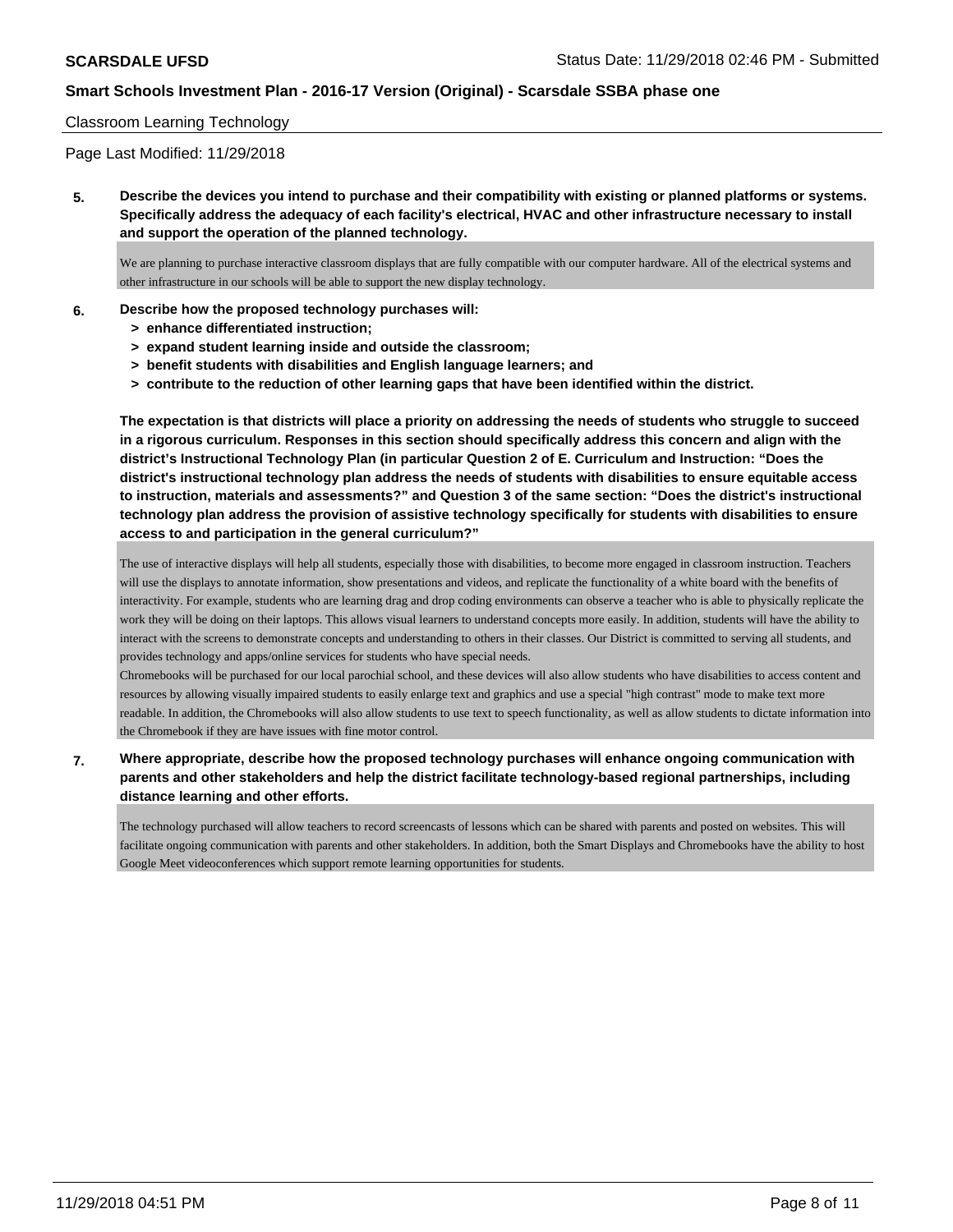Classroom Learning Technology

Page Last Modified: 11/29/2018

**5. Describe the devices you intend to purchase and their compatibility with existing or planned platforms or systems. Specifically address the adequacy of each facility's electrical, HVAC and other infrastructure necessary to install and support the operation of the planned technology.**

We are planning to purchase interactive classroom displays that are fully compatible with our computer hardware. All of the electrical systems and other infrastructure in our schools will be able to support the new display technology.

**6. Describe how the proposed technology purchases will:**
- **> enhance differentiated instruction;**
- **> expand student learning inside and outside the classroom;**
- **> benefit students with disabilities and English language learners; and**
- **> contribute to the reduction of other learning gaps that have been identified within the district.**

**The expectation is that districts will place a priority on addressing the needs of students who struggle to succeed in a rigorous curriculum. Responses in this section should specifically address this concern and align with the district's Instructional Technology Plan (in particular Question 2 of E. Curriculum and Instruction: "Does the district's instructional technology plan address the needs of students with disabilities to ensure equitable access to instruction, materials and assessments?" and Question 3 of the same section: "Does the district's instructional technology plan address the provision of assistive technology specifically for students with disabilities to ensure access to and participation in the general curriculum?"**

The use of interactive displays will help all students, especially those with disabilities, to become more engaged in classroom instruction. Teachers will use the displays to annotate information, show presentations and videos, and replicate the functionality of a white board with the benefits of interactivity. For example, students who are learning drag and drop coding environments can observe a teacher who is able to physically replicate the work they will be doing on their laptops. This allows visual learners to understand concepts more easily. In addition, students will have the ability to interact with the screens to demonstrate concepts and understanding to others in their classes. Our District is committed to serving all students, and provides technology and apps/online services for students who have special needs.
Chromebooks will be purchased for our local parochial school, and these devices will also allow students who have disabilities to access content and resources by allowing visually impaired students to easily enlarge text and graphics and use a special "high contrast" mode to make text more readable. In addition, the Chromebooks will also allow students to use text to speech functionality, as well as allow students to dictate information into the Chromebook if they are have issues with fine motor control.

**7. Where appropriate, describe how the proposed technology purchases will enhance ongoing communication with parents and other stakeholders and help the district facilitate technology-based regional partnerships, including distance learning and other efforts.**

The technology purchased will allow teachers to record screencasts of lessons which can be shared with parents and posted on websites. This will facilitate ongoing communication with parents and other stakeholders. In addition, both the Smart Displays and Chromebooks have the ability to host Google Meet videoconferences which support remote learning opportunities for students.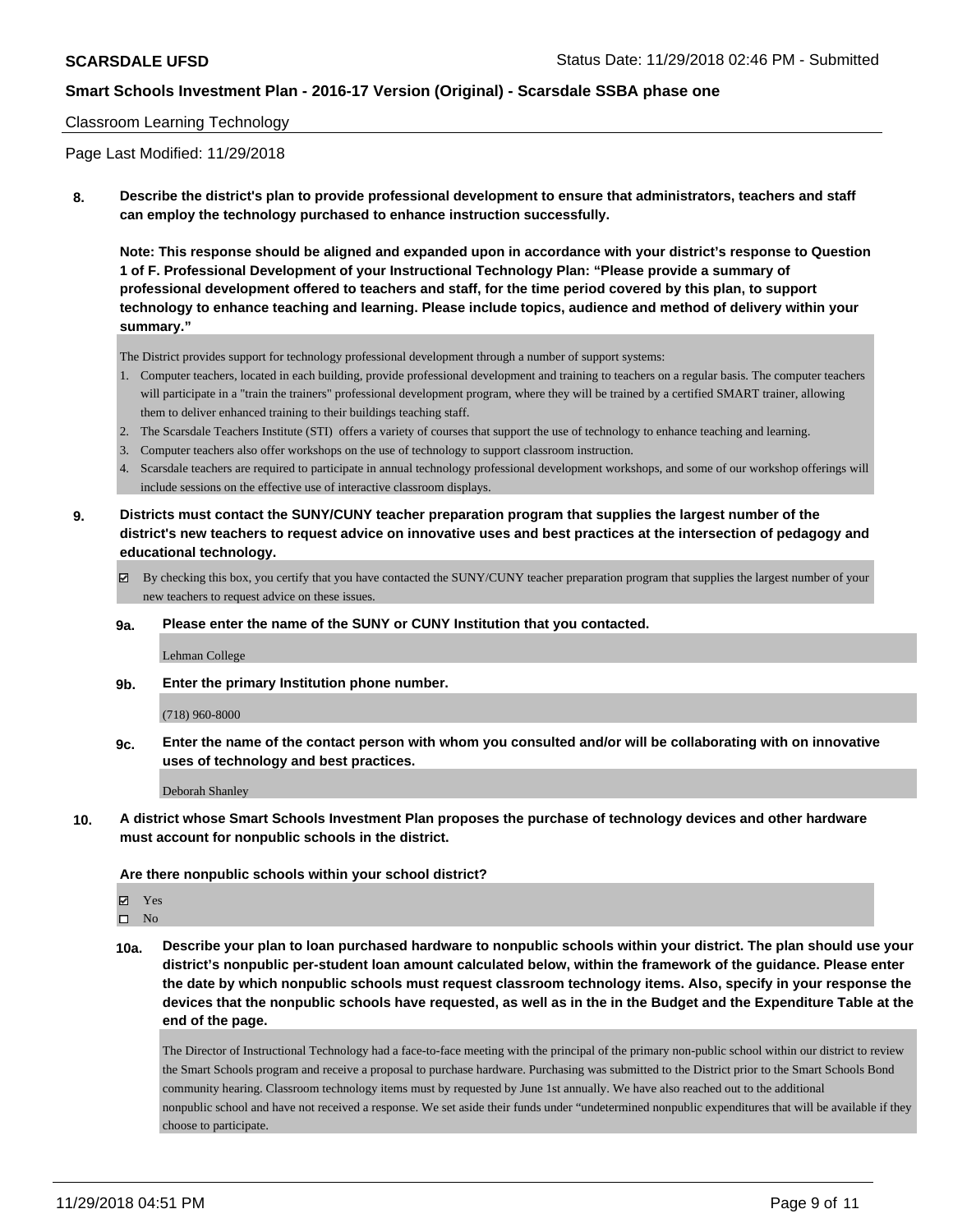Classroom Learning Technology

Page Last Modified: 11/29/2018

**8. Describe the district's plan to provide professional development to ensure that administrators, teachers and staff can employ the technology purchased to enhance instruction successfully.**

**Note: This response should be aligned and expanded upon in accordance with your district's response to Question 1 of F. Professional Development of your Instructional Technology Plan: "Please provide a summary of professional development offered to teachers and staff, for the time period covered by this plan, to support technology to enhance teaching and learning. Please include topics, audience and method of delivery within your summary."**

The District provides support for technology professional development through a number of support systems:

1. Computer teachers, located in each building, provide professional development and training to teachers on a regular basis. The computer teachers will participate in a "train the trainers" professional development program, where they will be trained by a certified SMART trainer, allowing them to deliver enhanced training to their buildings teaching staff.
2. The Scarsdale Teachers Institute (STI) offers a variety of courses that support the use of technology to enhance teaching and learning.
3. Computer teachers also offer workshops on the use of technology to support classroom instruction.
4. Scarsdale teachers are required to participate in annual technology professional development workshops, and some of our workshop offerings will include sessions on the effective use of interactive classroom displays.

**9. Districts must contact the SUNY/CUNY teacher preparation program that supplies the largest number of the district's new teachers to request advice on innovative uses and best practices at the intersection of pedagogy and educational technology.**

☑ By checking this box, you certify that you have contacted the SUNY/CUNY teacher preparation program that supplies the largest number of your new teachers to request advice on these issues.

**9a. Please enter the name of the SUNY or CUNY Institution that you contacted.**

Lehman College

**9b. Enter the primary Institution phone number.**

(718) 960-8000

**9c. Enter the name of the contact person with whom you consulted and/or will be collaborating with on innovative uses of technology and best practices.**

Deborah Shanley

**10. A district whose Smart Schools Investment Plan proposes the purchase of technology devices and other hardware must account for nonpublic schools in the district.**

**Are there nonpublic schools within your school district?**

☑ Yes
☐ No

**10a. Describe your plan to loan purchased hardware to nonpublic schools within your district. The plan should use your district's nonpublic per-student loan amount calculated below, within the framework of the guidance. Please enter the date by which nonpublic schools must request classroom technology items. Also, specify in your response the devices that the nonpublic schools have requested, as well as in the in the Budget and the Expenditure Table at the end of the page.**

The Director of Instructional Technology had a face-to-face meeting with the principal of the primary non-public school within our district to review the Smart Schools program and receive a proposal to purchase hardware. Purchasing was submitted to the District prior to the Smart Schools Bond community hearing. Classroom technology items must by requested by June 1st annually. We have also reached out to the additional nonpublic school and have not received a response. We set aside their funds under "undetermined nonpublic expenditures that will be available if they choose to participate.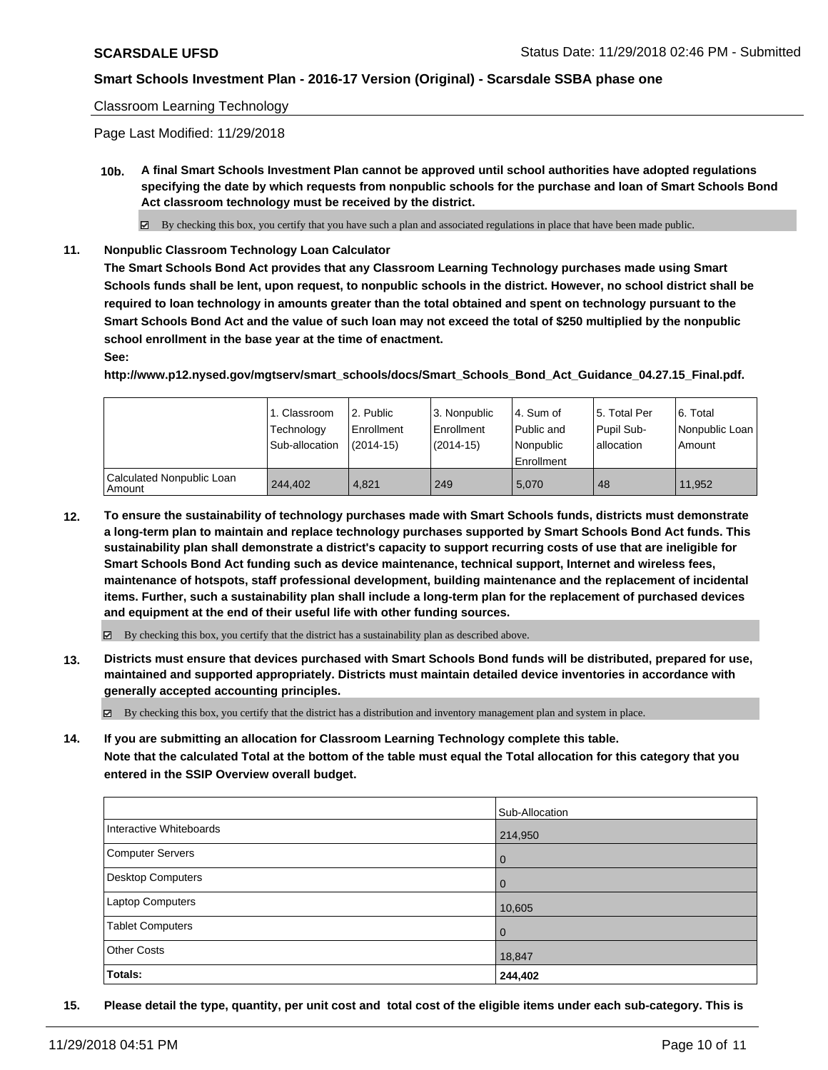Classroom Learning Technology

Page Last Modified: 11/29/2018

**10b. A final Smart Schools Investment Plan cannot be approved until school authorities have adopted regulations specifying the date by which requests from nonpublic schools for the purchase and loan of Smart Schools Bond Act classroom technology must be received by the district.**

☑ By checking this box, you certify that you have such a plan and associated regulations in place that have been made public.

**11. Nonpublic Classroom Technology Loan Calculator**

**The Smart Schools Bond Act provides that any Classroom Learning Technology purchases made using Smart Schools funds shall be lent, upon request, to nonpublic schools in the district. However, no school district shall be required to loan technology in amounts greater than the total obtained and spent on technology pursuant to the Smart Schools Bond Act and the value of such loan may not exceed the total of $250 multiplied by the nonpublic school enrollment in the base year at the time of enactment.**

**See:**

**http://www.p12.nysed.gov/mgtserv/smart_schools/docs/Smart_Schools_Bond_Act_Guidance_04.27.15_Final.pdf.**

| | 1. Classroom Technology Sub-allocation | 2. Public Enrollment (2014-15) | 3. Nonpublic Enrollment (2014-15) | 4. Sum of Public and Nonpublic Enrollment | 5. Total Per Pupil Sub-allocation | 6. Total Nonpublic Loan Amount |
|---|---|---|---|---|---|---|
| Calculated Nonpublic Loan Amount | 244,402 | 4,821 | 249 | 5,070 | 48 | 11,952 |

**12. To ensure the sustainability of technology purchases made with Smart Schools funds, districts must demonstrate a long-term plan to maintain and replace technology purchases supported by Smart Schools Bond Act funds. This sustainability plan shall demonstrate a district's capacity to support recurring costs of use that are ineligible for Smart Schools Bond Act funding such as device maintenance, technical support, Internet and wireless fees, maintenance of hotspots, staff professional development, building maintenance and the replacement of incidental items. Further, such a sustainability plan shall include a long-term plan for the replacement of purchased devices and equipment at the end of their useful life with other funding sources.**

☑ By checking this box, you certify that the district has a sustainability plan as described above.

**13. Districts must ensure that devices purchased with Smart Schools Bond funds will be distributed, prepared for use, maintained and supported appropriately. Districts must maintain detailed device inventories in accordance with generally accepted accounting principles.**

☑ By checking this box, you certify that the district has a distribution and inventory management plan and system in place.

**14. If you are submitting an allocation for Classroom Learning Technology complete this table.**
**Note that the calculated Total at the bottom of the table must equal the Total allocation for this category that you entered in the SSIP Overview overall budget.**

| | Sub-Allocation |
|---|---|
| Interactive Whiteboards | 214,950 |
| Computer Servers | 0 |
| Desktop Computers | 0 |
| Laptop Computers | 10,605 |
| Tablet Computers | 0 |
| Other Costs | 18,847 |
| **Totals:** | **244,402** |

**15. Please detail the type, quantity, per unit cost and total cost of the eligible items under each sub-category. This is**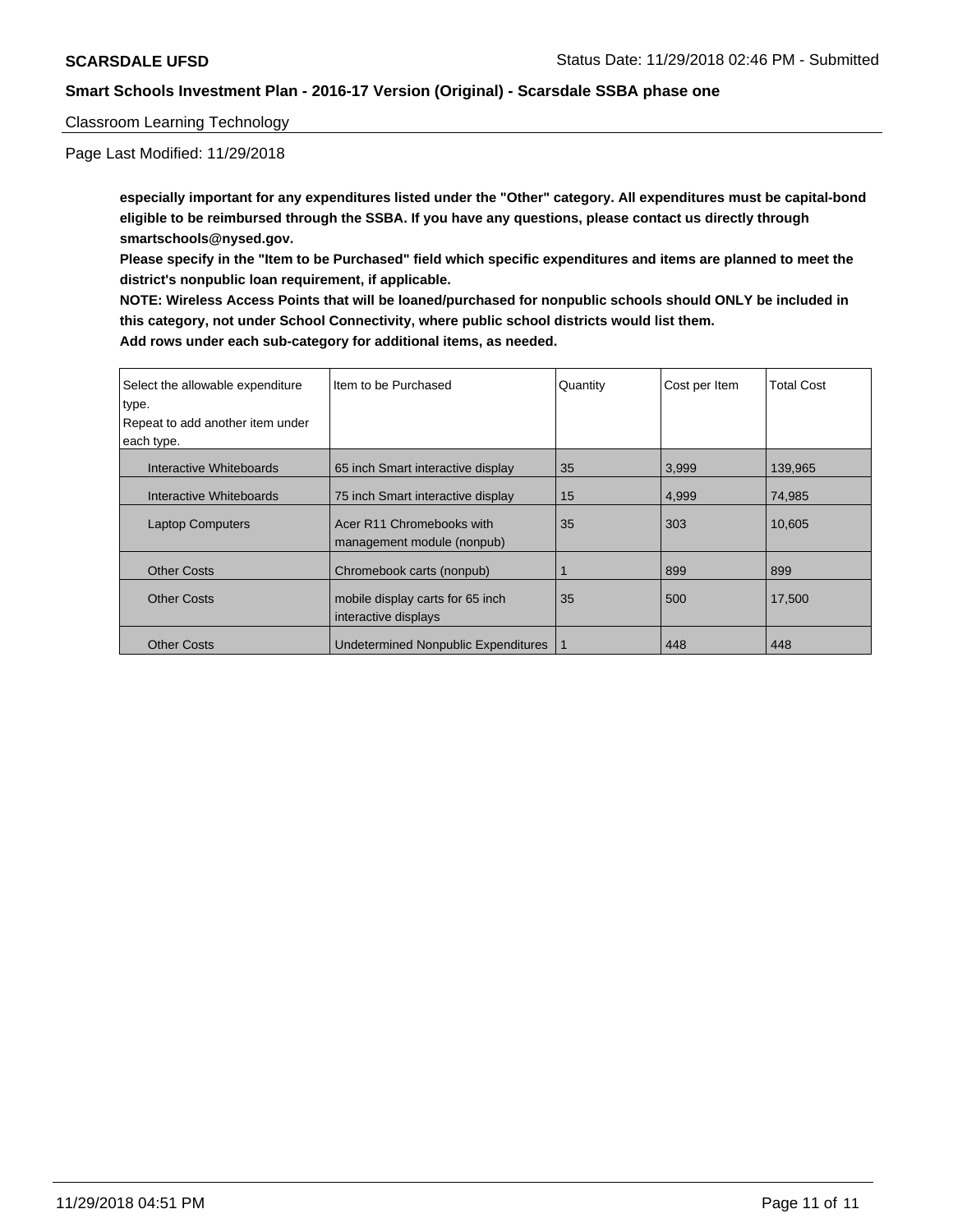**especially important for any expenditures listed under the "Other" category. All expenditures must be capital-bond eligible to be reimbursed through the SSBA. If you have any questions, please contact us directly through smartschools@nysed.gov.**

**Please specify in the "Item to be Purchased" field which specific expenditures and items are planned to meet the district's nonpublic loan requirement, if applicable.**

**NOTE: Wireless Access Points that will be loaned/purchased for nonpublic schools should ONLY be included in this category, not under School Connectivity, where public school districts would list them.**

**Add rows under each sub-category for additional items, as needed.**

| Select the allowable expenditure type. Repeat to add another item under each type. | Item to be Purchased | Quantity | Cost per Item | Total Cost |
|---|---|---|---|---|
| Interactive Whiteboards | 65 inch Smart interactive display | 35 | 3,999 | 139,965 |
| Interactive Whiteboards | 75 inch Smart interactive display | 15 | 4,999 | 74,985 |
| Laptop Computers | Acer R11 Chromebooks with management module (nonpub) | 35 | 303 | 10,605 |
| Other Costs | Chromebook carts (nonpub) | 1 | 899 | 899 |
| Other Costs | mobile display carts for 65 inch interactive displays | 35 | 500 | 17,500 |
| Other Costs | Undetermined Nonpublic Expenditures | 1 | 448 | 448 |